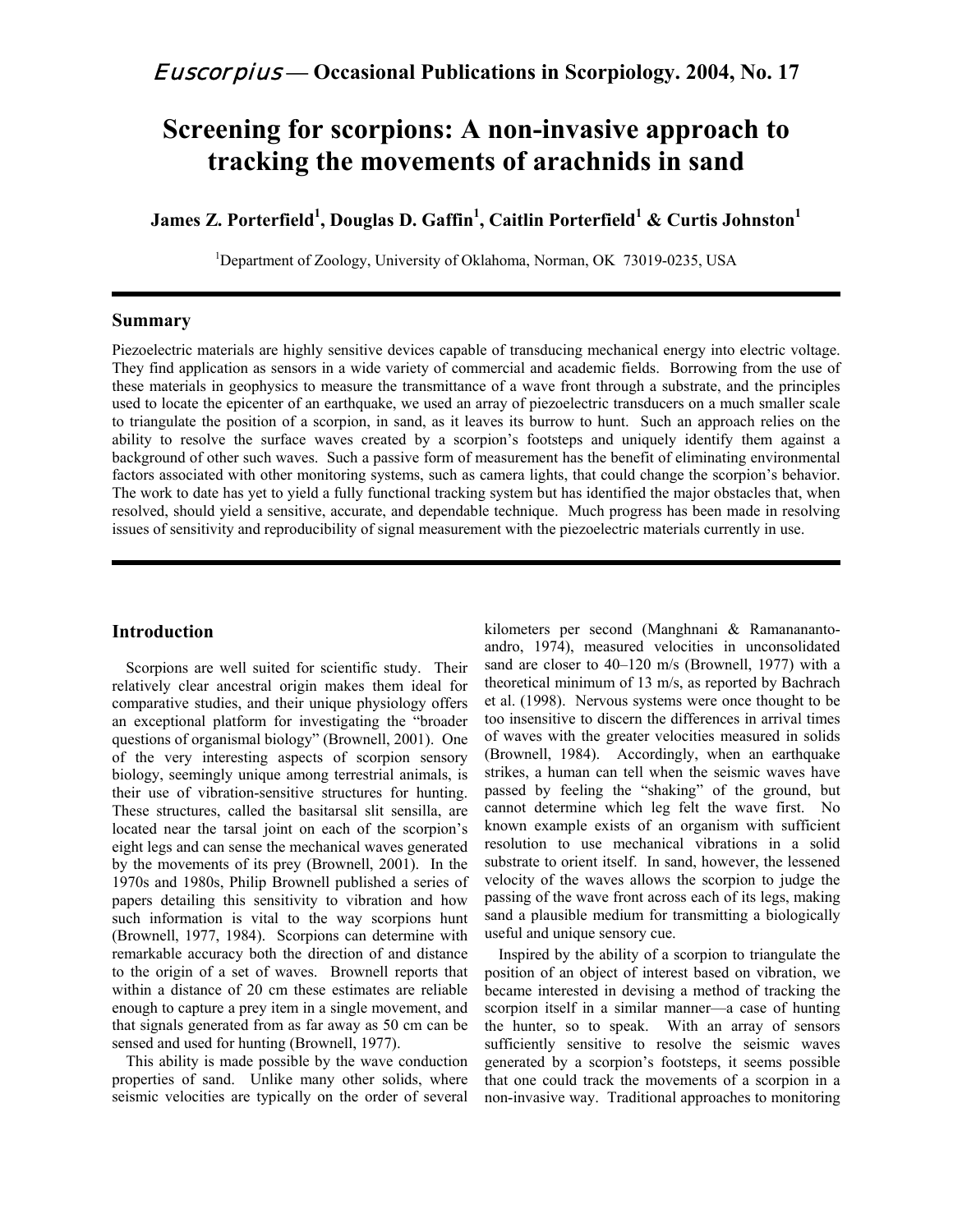*Euscorpius* — **Occasional Publications in Scorpiology. 2004, No. 17**

# Screening for scorpions: A non-invasive approach to tracking the movements of arachnids in sand

**James Z. Porterfield[1], Douglas D. Gaffin[1], Caitlin Porterfield[1] & Curtis Johnston[1]**

[1]Department of Zoology, University of Oklahoma, Norman, OK 73019-0235, USA

## Summary

Piezoelectric materials are highly sensitive devices capable of transducing mechanical energy into electric voltage. They find application as sensors in a wide variety of commercial and academic fields. Borrowing from the use of these materials in geophysics to measure the transmittance of a wave front through a substrate, and the principles used to locate the epicenter of an earthquake, we used an array of piezoelectric transducers on a much smaller scale to triangulate the position of a scorpion, in sand, as it leaves its burrow to hunt. Such an approach relies on the ability to resolve the surface waves created by a scorpion's footsteps and uniquely identify them against a background of other such waves. Such a passive form of measurement has the benefit of eliminating environmental factors associated with other monitoring systems, such as camera lights, that could change the scorpion's behavior. The work to date has yet to yield a fully functional tracking system but has identified the major obstacles that, when resolved, should yield a sensitive, accurate, and dependable technique. Much progress has been made in resolving issues of sensitivity and reproducibility of signal measurement with the piezoelectric materials currently in use.

## Introduction

Scorpions are well suited for scientific study. Their relatively clear ancestral origin makes them ideal for comparative studies, and their unique physiology offers an exceptional platform for investigating the "broader questions of organismal biology" (Brownell, 2001). One of the very interesting aspects of scorpion sensory biology, seemingly unique among terrestrial animals, is their use of vibration-sensitive structures for hunting. These structures, called the basitarsal slit sensilla, are located near the tarsal joint on each of the scorpion's eight legs and can sense the mechanical waves generated by the movements of its prey (Brownell, 2001). In the 1970s and 1980s, Philip Brownell published a series of papers detailing this sensitivity to vibration and how such information is vital to the way scorpions hunt (Brownell, 1977, 1984). Scorpions can determine with remarkable accuracy both the direction of and distance to the origin of a set of waves. Brownell reports that within a distance of 20 cm these estimates are reliable enough to capture a prey item in a single movement, and that signals generated from as far away as 50 cm can be sensed and used for hunting (Brownell, 1977).

This ability is made possible by the wave conduction properties of sand. Unlike many other solids, where seismic velocities are typically on the order of several kilometers per second (Manghnani & Ramananantoandro, 1974), measured velocities in unconsolidated sand are closer to 40–120 m/s (Brownell, 1977) with a theoretical minimum of 13 m/s, as reported by Bachrach et al. (1998). Nervous systems were once thought to be too insensitive to discern the differences in arrival times of waves with the greater velocities measured in solids (Brownell, 1984). Accordingly, when an earthquake strikes, a human can tell when the seismic waves have passed by feeling the "shaking" of the ground, but cannot determine which leg felt the wave first. No known example exists of an organism with sufficient resolution to use mechanical vibrations in a solid substrate to orient itself. In sand, however, the lessened velocity of the waves allows the scorpion to judge the passing of the wave front across each of its legs, making sand a plausible medium for transmitting a biologically useful and unique sensory cue.

Inspired by the ability of a scorpion to triangulate the position of an object of interest based on vibration, we became interested in devising a method of tracking the scorpion itself in a similar manner—a case of hunting the hunter, so to speak. With an array of sensors sufficiently sensitive to resolve the seismic waves generated by a scorpion's footsteps, it seems possible that one could track the movements of a scorpion in a non-invasive way. Traditional approaches to monitoring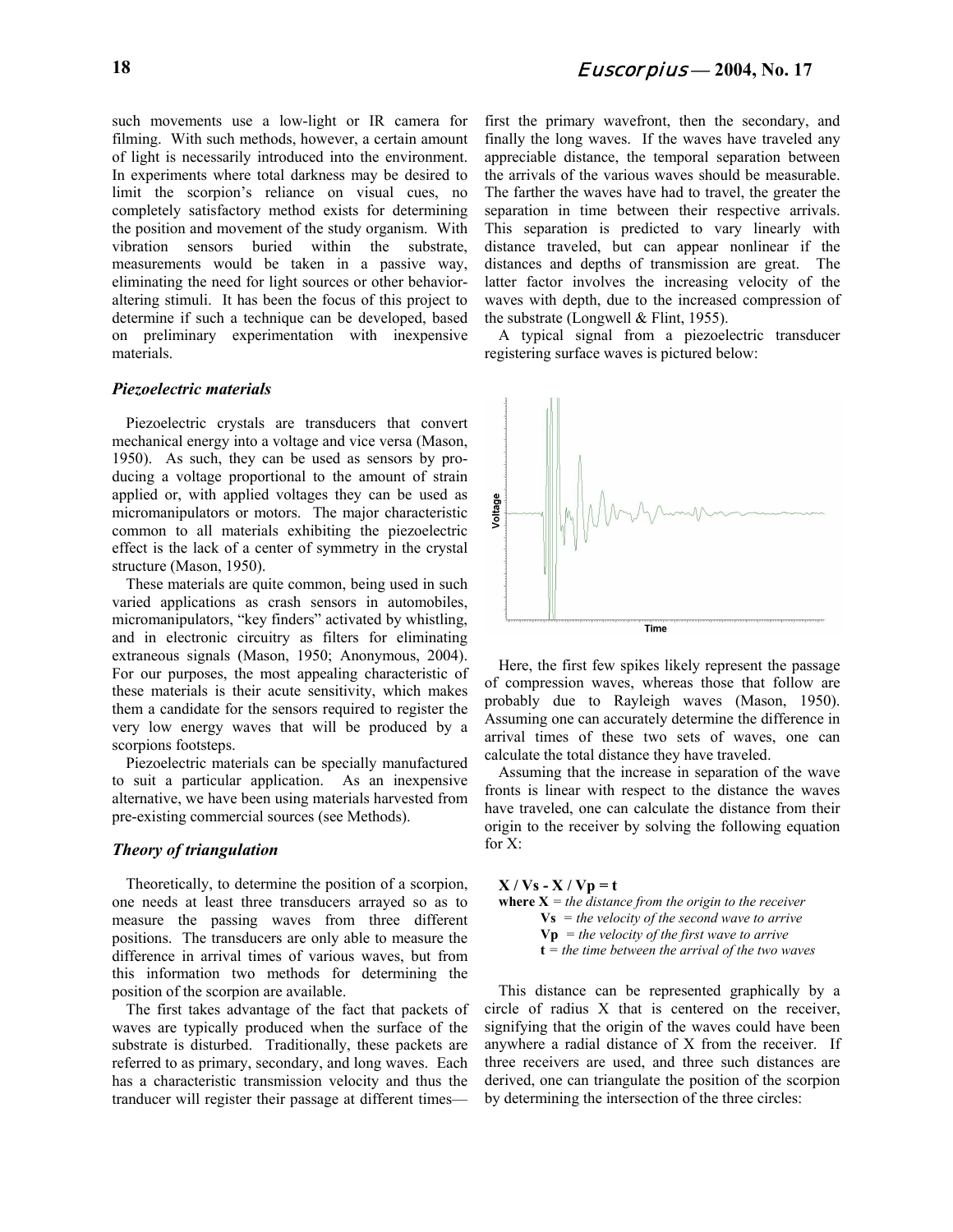such movements use a low-light or IR camera for filming. With such methods, however, a certain amount of light is necessarily introduced into the environment. In experiments where total darkness may be desired to limit the scorpion's reliance on visual cues, no completely satisfactory method exists for determining the position and movement of the study organism. With vibration sensors buried within the substrate, measurements would be taken in a passive way, eliminating the need for light sources or other behavior-altering stimuli. It has been the focus of this project to determine if such a technique can be developed, based on preliminary experimentation with inexpensive materials.

### *Piezoelectric materials*

Piezoelectric crystals are transducers that convert mechanical energy into a voltage and vice versa (Mason, 1950). As such, they can be used as sensors by producing a voltage proportional to the amount of strain applied or, with applied voltages they can be used as micromanipulators or motors. The major characteristic common to all materials exhibiting the piezoelectric effect is the lack of a center of symmetry in the crystal structure (Mason, 1950).

These materials are quite common, being used in such varied applications as crash sensors in automobiles, micromanipulators, "key finders" activated by whistling, and in electronic circuitry as filters for eliminating extraneous signals (Mason, 1950; Anonymous, 2004). For our purposes, the most appealing characteristic of these materials is their acute sensitivity, which makes them a candidate for the sensors required to register the very low energy waves that will be produced by a scorpions footsteps.

Piezoelectric materials can be specially manufactured to suit a particular application. As an inexpensive alternative, we have been using materials harvested from pre-existing commercial sources (see Methods).

### *Theory of triangulation*

Theoretically, to determine the position of a scorpion, one needs at least three transducers arrayed so as to measure the passing waves from three different positions. The transducers are only able to measure the difference in arrival times of various waves, but from this information two methods for determining the position of the scorpion are available.

The first takes advantage of the fact that packets of waves are typically produced when the surface of the substrate is disturbed. Traditionally, these packets are referred to as primary, secondary, and long waves. Each has a characteristic transmission velocity and thus the tranducer will register their passage at different times—first the primary wavefront, then the secondary, and finally the long waves. If the waves have traveled any appreciable distance, the temporal separation between the arrivals of the various waves should be measurable. The farther the waves have had to travel, the greater the separation in time between their respective arrivals. This separation is predicted to vary linearly with distance traveled, but can appear nonlinear if the distances and depths of transmission are great. The latter factor involves the increasing velocity of the waves with depth, due to the increased compression of the substrate (Longwell & Flint, 1955).

A typical signal from a piezoelectric transducer registering surface waves is pictured below:

Here, the first few spikes likely represent the passage of compression waves, whereas those that follow are probably due to Rayleigh waves (Mason, 1950). Assuming one can accurately determine the difference in arrival times of these two sets of waves, one can calculate the total distance they have traveled.

Assuming that the increase in separation of the wave fronts is linear with respect to the distance the waves have traveled, one can calculate the distance from their origin to the receiver by solving the following equation for X:

$$X / V_s - X / V_p = t$$

**where X** = *the distance from the origin to the receiver*
**Vs** = *the velocity of the second wave to arrive*
**Vp** = *the velocity of the first wave to arrive*
**t** = *the time between the arrival of the two waves*

This distance can be represented graphically by a circle of radius X that is centered on the receiver, signifying that the origin of the waves could have been anywhere a radial distance of X from the receiver. If three receivers are used, and three such distances are derived, one can triangulate the position of the scorpion by determining the intersection of the three circles: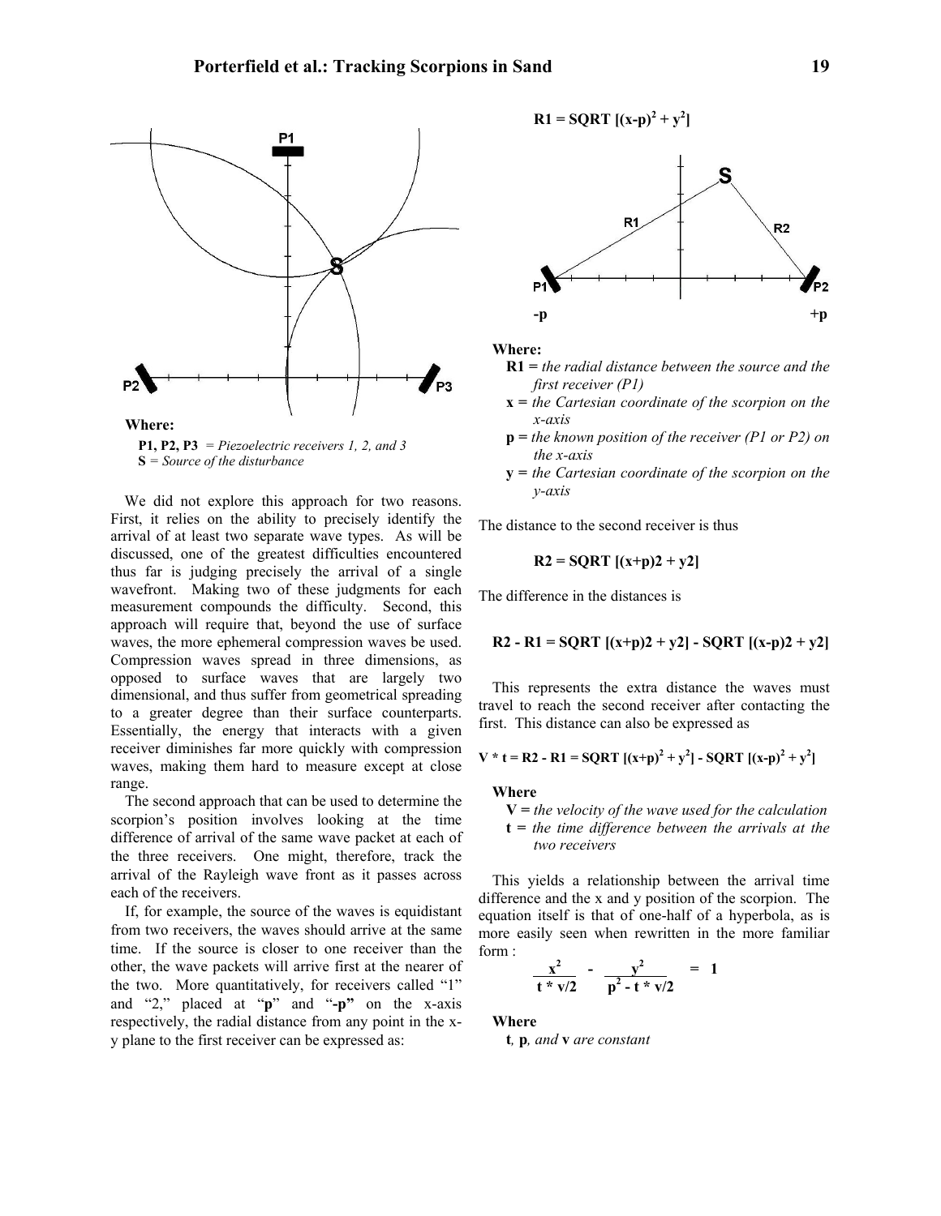**Where:**

**P1, P2, P3** = *Piezoelectric receivers 1, 2, and 3*
**S** = *Source of the disturbance*

We did not explore this approach for two reasons. First, it relies on the ability to precisely identify the arrival of at least two separate wave types. As will be discussed, one of the greatest difficulties encountered thus far is judging precisely the arrival of a single wavefront. Making two of these judgments for each measurement compounds the difficulty. Second, this approach will require that, beyond the use of surface waves, the more ephemeral compression waves be used. Compression waves spread in three dimensions, as opposed to surface waves that are largely two dimensional, and thus suffer from geometrical spreading to a greater degree than their surface counterparts. Essentially, the energy that interacts with a given receiver diminishes far more quickly with compression waves, making them hard to measure except at close range.

The second approach that can be used to determine the scorpion's position involves looking at the time difference of arrival of the same wave packet at each of the three receivers. One might, therefore, track the arrival of the Rayleigh wave front as it passes across each of the receivers.

If, for example, the source of the waves is equidistant from two receivers, the waves should arrive at the same time. If the source is closer to one receiver than the other, the wave packets will arrive first at the nearer of the two. More quantitatively, for receivers called "1" and "2," placed at "**p**" and "**-p**" on the x-axis respectively, the radial distance from any point in the x-y plane to the first receiver can be expressed as:

$$R1 = SQRT\,[(x-p)^2 + y^2]$$

**Where:**

**R1** = *the radial distance between the source and the first receiver (P1)*
**x** = *the Cartesian coordinate of the scorpion on the x-axis*
**p** = *the known position of the receiver (P1 or P2) on the x-axis*
**y** = *the Cartesian coordinate of the scorpion on the y-axis*

The distance to the second receiver is thus

$$R2 = SQRT\,[(x+p)2 + y2]$$

The difference in the distances is

$$R2 - R1 = SQRT\,[(x+p)2 + y2] - SQRT\,[(x-p)2 + y2]$$

This represents the extra distance the waves must travel to reach the second receiver after contacting the first. This distance can also be expressed as

$$V * t = R2 - R1 = SQRT\,[(x+p)^2 + y^2] - SQRT\,[(x-p)^2 + y^2]$$

**Where**

**V** = *the velocity of the wave used for the calculation*
**t** = *the time difference between the arrivals at the two receivers*

This yields a relationship between the arrival time difference and the x and y position of the scorpion. The equation itself is that of one-half of a hyperbola, as is more easily seen when rewritten in the more familiar form :

$$\frac{x^2}{t * v/2} - \frac{y^2}{p^2 - t * v/2} = 1$$

**Where**

**t**, **p**, *and* **v** *are constant*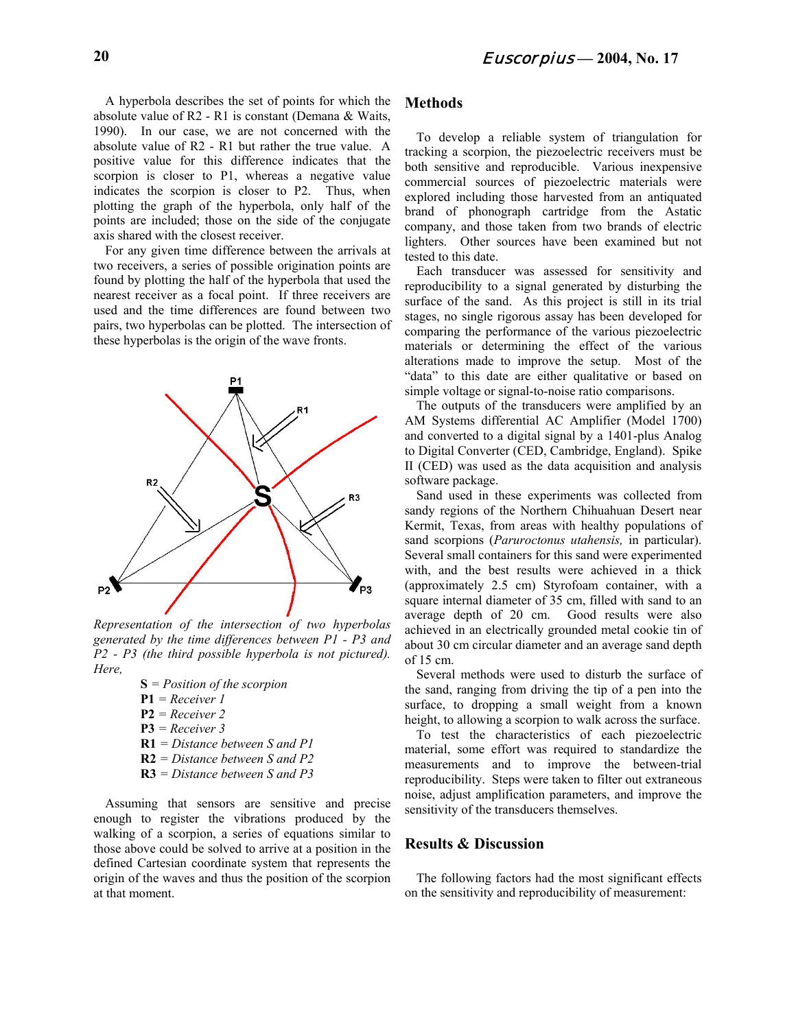A hyperbola describes the set of points for which the absolute value of R2 - R1 is constant (Demana & Waits, 1990). In our case, we are not concerned with the absolute value of R2 - R1 but rather the true value. A positive value for this difference indicates that the scorpion is closer to P1, whereas a negative value indicates the scorpion is closer to P2. Thus, when plotting the graph of the hyperbola, only half of the points are included; those on the side of the conjugate axis shared with the closest receiver.

For any given time difference between the arrivals at two receivers, a series of possible origination points are found by plotting the half of the hyperbola that used the nearest receiver as a focal point. If three receivers are used and the time differences are found between two pairs, two hyperbolas can be plotted. The intersection of these hyperbolas is the origin of the wave fronts.

*Representation of the intersection of two hyperbolas generated by the time differences between P1 - P3 and P2 - P3 (the third possible hyperbola is not pictured). Here,*

**S** = *Position of the scorpion*
**P1** = *Receiver 1*
**P2** = *Receiver 2*
**P3** = *Receiver 3*
**R1** = *Distance between S and P1*
**R2** = *Distance between S and P2*
**R3** = *Distance between S and P3*

Assuming that sensors are sensitive and precise enough to register the vibrations produced by the walking of a scorpion, a series of equations similar to those above could be solved to arrive at a position in the defined Cartesian coordinate system that represents the origin of the waves and thus the position of the scorpion at that moment.

## Methods

To develop a reliable system of triangulation for tracking a scorpion, the piezoelectric receivers must be both sensitive and reproducible. Various inexpensive commercial sources of piezoelectric materials were explored including those harvested from an antiquated brand of phonograph cartridge from the Astatic company, and those taken from two brands of electric lighters. Other sources have been examined but not tested to this date.

Each transducer was assessed for sensitivity and reproducibility to a signal generated by disturbing the surface of the sand. As this project is still in its trial stages, no single rigorous assay has been developed for comparing the performance of the various piezoelectric materials or determining the effect of the various alterations made to improve the setup. Most of the "data" to this date are either qualitative or based on simple voltage or signal-to-noise ratio comparisons.

The outputs of the transducers were amplified by an AM Systems differential AC Amplifier (Model 1700) and converted to a digital signal by a 1401-plus Analog to Digital Converter (CED, Cambridge, England). Spike II (CED) was used as the data acquisition and analysis software package.

Sand used in these experiments was collected from sandy regions of the Northern Chihuahuan Desert near Kermit, Texas, from areas with healthy populations of sand scorpions (*Paruroctonus utahensis,* in particular). Several small containers for this sand were experimented with, and the best results were achieved in a thick (approximately 2.5 cm) Styrofoam container, with a square internal diameter of 35 cm, filled with sand to an average depth of 20 cm. Good results were also achieved in an electrically grounded metal cookie tin of about 30 cm circular diameter and an average sand depth of 15 cm.

Several methods were used to disturb the surface of the sand, ranging from driving the tip of a pen into the surface, to dropping a small weight from a known height, to allowing a scorpion to walk across the surface.

To test the characteristics of each piezoelectric material, some effort was required to standardize the measurements and to improve the between-trial reproducibility. Steps were taken to filter out extraneous noise, adjust amplification parameters, and improve the sensitivity of the transducers themselves.

## Results & Discussion

The following factors had the most significant effects on the sensitivity and reproducibility of measurement: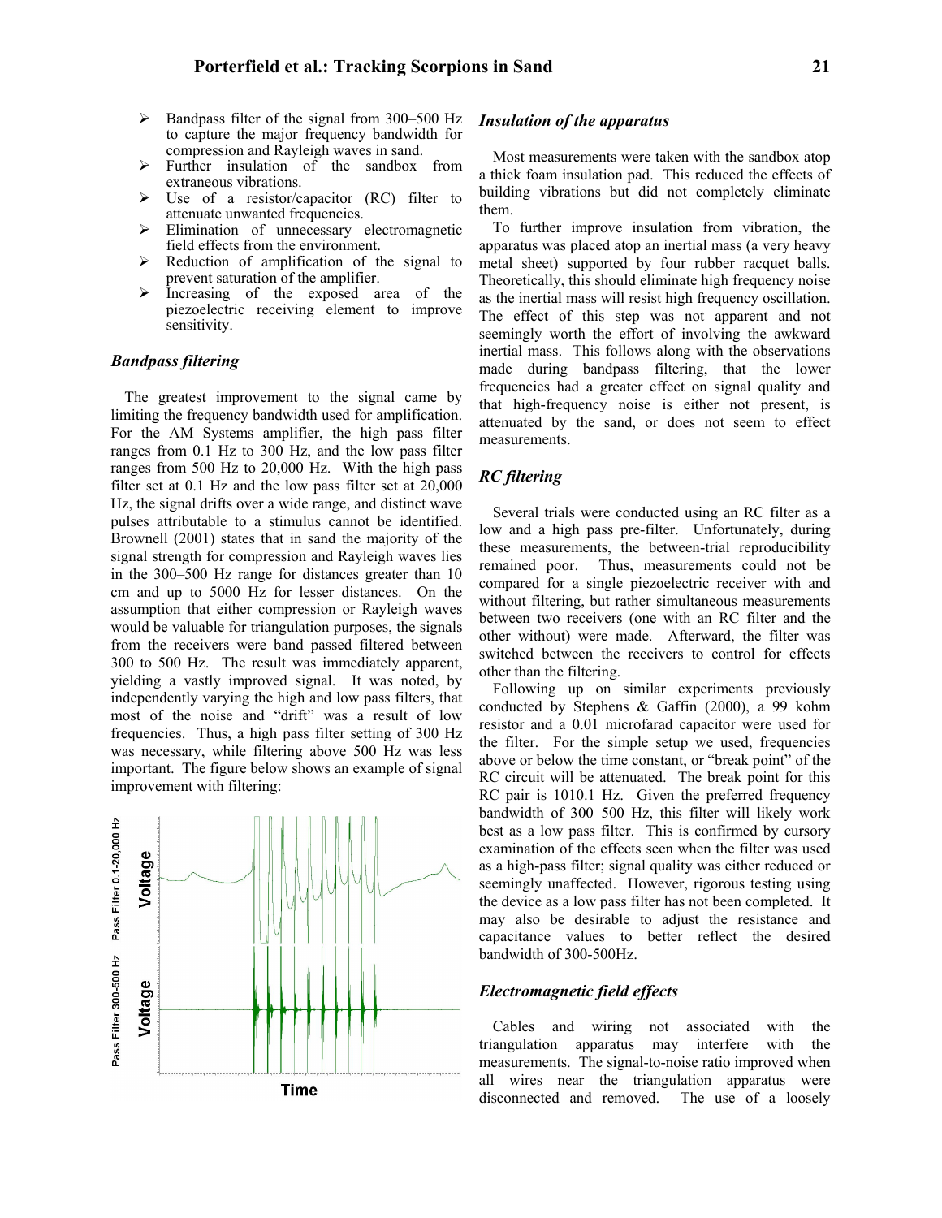- Bandpass filter of the signal from 300–500 Hz to capture the major frequency bandwidth for compression and Rayleigh waves in sand.
- Further insulation of the sandbox from extraneous vibrations.
- Use of a resistor/capacitor (RC) filter to attenuate unwanted frequencies.
- Elimination of unnecessary electromagnetic field effects from the environment.
- Reduction of amplification of the signal to prevent saturation of the amplifier.
- Increasing of the exposed area of the piezoelectric receiving element to improve sensitivity.

### *Bandpass filtering*

The greatest improvement to the signal came by limiting the frequency bandwidth used for amplification. For the AM Systems amplifier, the high pass filter ranges from 0.1 Hz to 300 Hz, and the low pass filter ranges from 500 Hz to 20,000 Hz. With the high pass filter set at 0.1 Hz and the low pass filter set at 20,000 Hz, the signal drifts over a wide range, and distinct wave pulses attributable to a stimulus cannot be identified. Brownell (2001) states that in sand the majority of the signal strength for compression and Rayleigh waves lies in the 300–500 Hz range for distances greater than 10 cm and up to 5000 Hz for lesser distances. On the assumption that either compression or Rayleigh waves would be valuable for triangulation purposes, the signals from the receivers were band passed filtered between 300 to 500 Hz. The result was immediately apparent, yielding a vastly improved signal. It was noted, by independently varying the high and low pass filters, that most of the noise and "drift" was a result of low frequencies. Thus, a high pass filter setting of 300 Hz was necessary, while filtering above 500 Hz was less important. The figure below shows an example of signal improvement with filtering:

### *Insulation of the apparatus*

Most measurements were taken with the sandbox atop a thick foam insulation pad. This reduced the effects of building vibrations but did not completely eliminate them.

To further improve insulation from vibration, the apparatus was placed atop an inertial mass (a very heavy metal sheet) supported by four rubber racquet balls. Theoretically, this should eliminate high frequency noise as the inertial mass will resist high frequency oscillation. The effect of this step was not apparent and not seemingly worth the effort of involving the awkward inertial mass. This follows along with the observations made during bandpass filtering, that the lower frequencies had a greater effect on signal quality and that high-frequency noise is either not present, is attenuated by the sand, or does not seem to effect measurements.

### *RC filtering*

Several trials were conducted using an RC filter as a low and a high pass pre-filter. Unfortunately, during these measurements, the between-trial reproducibility remained poor. Thus, measurements could not be compared for a single piezoelectric receiver with and without filtering, but rather simultaneous measurements between two receivers (one with an RC filter and the other without) were made. Afterward, the filter was switched between the receivers to control for effects other than the filtering.

Following up on similar experiments previously conducted by Stephens & Gaffin (2000), a 99 kohm resistor and a 0.01 microfarad capacitor were used for the filter. For the simple setup we used, frequencies above or below the time constant, or "break point" of the RC circuit will be attenuated. The break point for this RC pair is 1010.1 Hz. Given the preferred frequency bandwidth of 300–500 Hz, this filter will likely work best as a low pass filter. This is confirmed by cursory examination of the effects seen when the filter was used as a high-pass filter; signal quality was either reduced or seemingly unaffected. However, rigorous testing using the device as a low pass filter has not been completed. It may also be desirable to adjust the resistance and capacitance values to better reflect the desired bandwidth of 300-500Hz.

### *Electromagnetic field effects*

Cables and wiring not associated with the triangulation apparatus may interfere with the measurements. The signal-to-noise ratio improved when all wires near the triangulation apparatus were disconnected and removed. The use of a loosely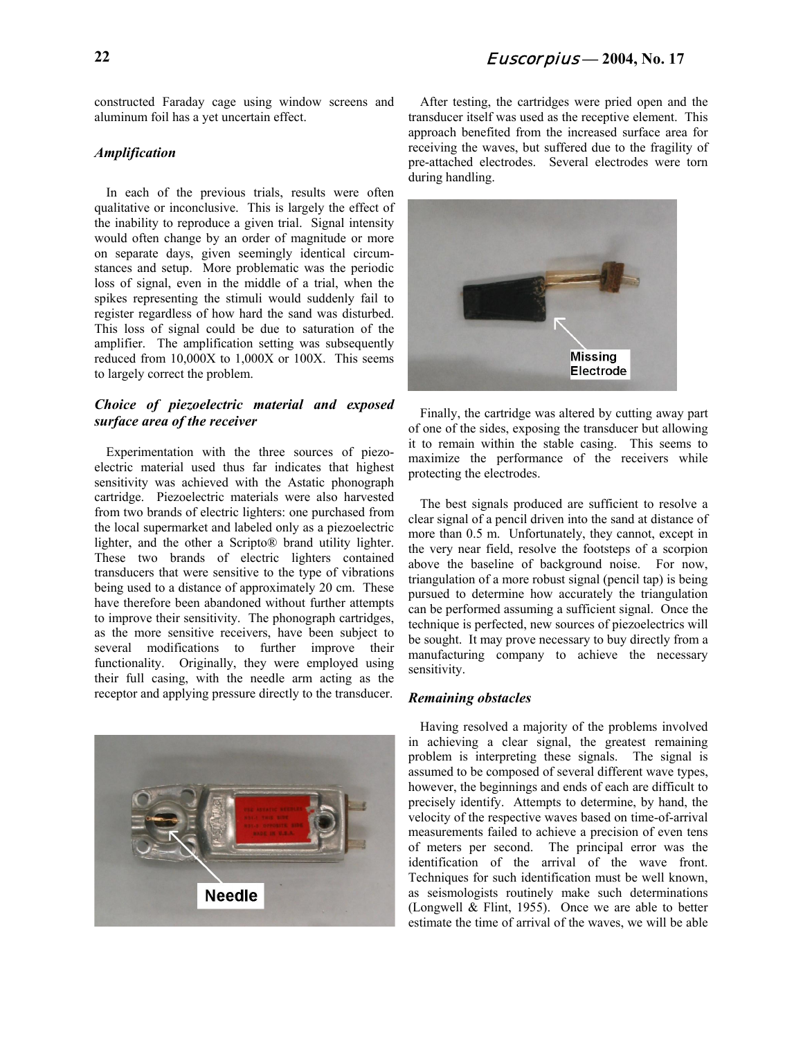constructed Faraday cage using window screens and aluminum foil has a yet uncertain effect.

### *Amplification*

In each of the previous trials, results were often qualitative or inconclusive. This is largely the effect of the inability to reproduce a given trial. Signal intensity would often change by an order of magnitude or more on separate days, given seemingly identical circumstances and setup. More problematic was the periodic loss of signal, even in the middle of a trial, when the spikes representing the stimuli would suddenly fail to register regardless of how hard the sand was disturbed. This loss of signal could be due to saturation of the amplifier. The amplification setting was subsequently reduced from 10,000X to 1,000X or 100X. This seems to largely correct the problem.

### *Choice of piezoelectric material and exposed surface area of the receiver*

Experimentation with the three sources of piezoelectric material used thus far indicates that highest sensitivity was achieved with the Astatic phonograph cartridge. Piezoelectric materials were also harvested from two brands of electric lighters: one purchased from the local supermarket and labeled only as a piezoelectric lighter, and the other a Scripto® brand utility lighter. These two brands of electric lighters contained transducers that were sensitive to the type of vibrations being used to a distance of approximately 20 cm. These have therefore been abandoned without further attempts to improve their sensitivity. The phonograph cartridges, as the more sensitive receivers, have been subject to several modifications to further improve their functionality. Originally, they were employed using their full casing, with the needle arm acting as the receptor and applying pressure directly to the transducer.

After testing, the cartridges were pried open and the transducer itself was used as the receptive element. This approach benefited from the increased surface area for receiving the waves, but suffered due to the fragility of pre-attached electrodes. Several electrodes were torn during handling.

Finally, the cartridge was altered by cutting away part of one of the sides, exposing the transducer but allowing it to remain within the stable casing. This seems to maximize the performance of the receivers while protecting the electrodes.

The best signals produced are sufficient to resolve a clear signal of a pencil driven into the sand at distance of more than 0.5 m. Unfortunately, they cannot, except in the very near field, resolve the footsteps of a scorpion above the baseline of background noise. For now, triangulation of a more robust signal (pencil tap) is being pursued to determine how accurately the triangulation can be performed assuming a sufficient signal. Once the technique is perfected, new sources of piezoelectrics will be sought. It may prove necessary to buy directly from a manufacturing company to achieve the necessary sensitivity.

### *Remaining obstacles*

Having resolved a majority of the problems involved in achieving a clear signal, the greatest remaining problem is interpreting these signals. The signal is assumed to be composed of several different wave types, however, the beginnings and ends of each are difficult to precisely identify. Attempts to determine, by hand, the velocity of the respective waves based on time-of-arrival measurements failed to achieve a precision of even tens of meters per second. The principal error was the identification of the arrival of the wave front. Techniques for such identification must be well known, as seismologists routinely make such determinations (Longwell & Flint, 1955). Once we are able to better estimate the time of arrival of the waves, we will be able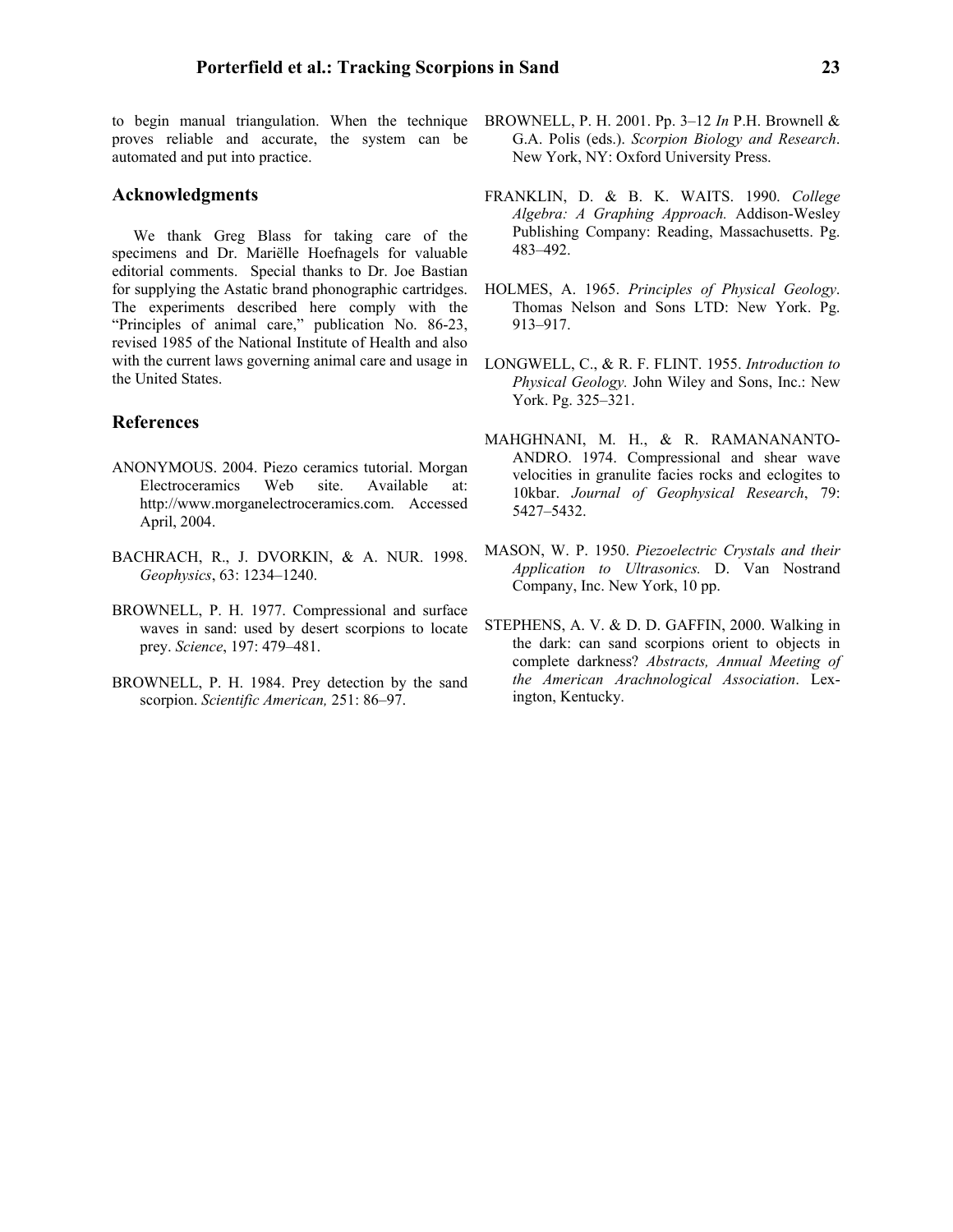to begin manual triangulation. When the technique proves reliable and accurate, the system can be automated and put into practice.

## Acknowledgments

We thank Greg Blass for taking care of the specimens and Dr. Mariëlle Hoefnagels for valuable editorial comments. Special thanks to Dr. Joe Bastian for supplying the Astatic brand phonographic cartridges. The experiments described here comply with the "Principles of animal care," publication No. 86-23, revised 1985 of the National Institute of Health and also with the current laws governing animal care and usage in the United States.

## References

ANONYMOUS. 2004. Piezo ceramics tutorial. Morgan Electroceramics Web site. Available at: http://www.morganelectroceramics.com. Accessed April, 2004.

BACHRACH, R., J. DVORKIN, & A. NUR. 1998. *Geophysics*, 63: 1234–1240.

BROWNELL, P. H. 1977. Compressional and surface waves in sand: used by desert scorpions to locate prey. *Science*, 197: 479–481.

BROWNELL, P. H. 1984. Prey detection by the sand scorpion. *Scientific American,* 251: 86–97.

BROWNELL, P. H. 2001. Pp. 3–12 *In* P.H. Brownell & G.A. Polis (eds.). *Scorpion Biology and Research*. New York, NY: Oxford University Press.

FRANKLIN, D. & B. K. WAITS. 1990. *College Algebra: A Graphing Approach.* Addison-Wesley Publishing Company: Reading, Massachusetts. Pg. 483–492.

HOLMES, A. 1965. *Principles of Physical Geology*. Thomas Nelson and Sons LTD: New York. Pg. 913–917.

LONGWELL, C., & R. F. FLINT. 1955. *Introduction to Physical Geology.* John Wiley and Sons, Inc.: New York. Pg. 325–321.

MAHGHNANI, M. H., & R. RAMANANANTO-ANDRO. 1974. Compressional and shear wave velocities in granulite facies rocks and eclogites to 10kbar. *Journal of Geophysical Research*, 79: 5427–5432.

MASON, W. P. 1950. *Piezoelectric Crystals and their Application to Ultrasonics.* D. Van Nostrand Company, Inc. New York, 10 pp.

STEPHENS, A. V. & D. D. GAFFIN, 2000. Walking in the dark: can sand scorpions orient to objects in complete darkness? *Abstracts, Annual Meeting of the American Arachnological Association*. Lexington, Kentucky.